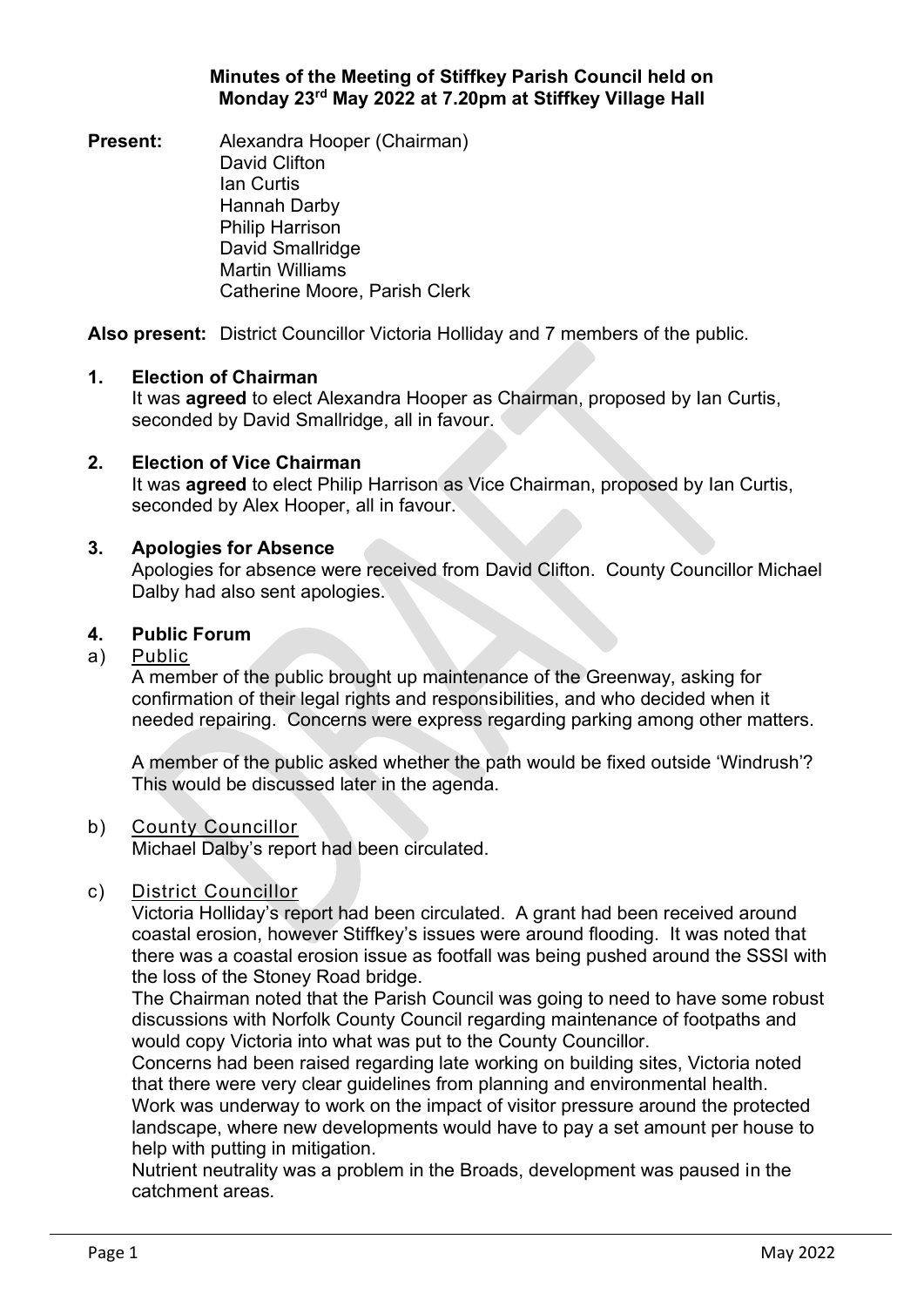**Minutes of the Meeting of Stiffkey Parish Council held on Monday 23rd May 2022 at 7.20pm at Stiffkey Village Hall**

**Present:** Alexandra Hooper (Chairman)
David Clifton
Ian Curtis
Hannah Darby
Philip Harrison
David Smallridge
Martin Williams
Catherine Moore, Parish Clerk

**Also present:** District Councillor Victoria Holliday and 7 members of the public.

## 1. Election of Chairman

It was **agreed** to elect Alexandra Hooper as Chairman, proposed by Ian Curtis, seconded by David Smallridge, all in favour.

## 2. Election of Vice Chairman

It was **agreed** to elect Philip Harrison as Vice Chairman, proposed by Ian Curtis, seconded by Alex Hooper, all in favour.

## 3. Apologies for Absence

Apologies for absence were received from David Clifton. County Councillor Michael Dalby had also sent apologies.

## 4. Public Forum

a) Public

A member of the public brought up maintenance of the Greenway, asking for confirmation of their legal rights and responsibilities, and who decided when it needed repairing. Concerns were express regarding parking among other matters.

A member of the public asked whether the path would be fixed outside 'Windrush'? This would be discussed later in the agenda.

b) County Councillor

Michael Dalby's report had been circulated.

c) District Councillor

Victoria Holliday's report had been circulated. A grant had been received around coastal erosion, however Stiffkey's issues were around flooding. It was noted that there was a coastal erosion issue as footfall was being pushed around the SSSI with the loss of the Stoney Road bridge.

The Chairman noted that the Parish Council was going to need to have some robust discussions with Norfolk County Council regarding maintenance of footpaths and would copy Victoria into what was put to the County Councillor.

Concerns had been raised regarding late working on building sites, Victoria noted that there were very clear guidelines from planning and environmental health.

Work was underway to work on the impact of visitor pressure around the protected landscape, where new developments would have to pay a set amount per house to help with putting in mitigation.

Nutrient neutrality was a problem in the Broads, development was paused in the catchment areas.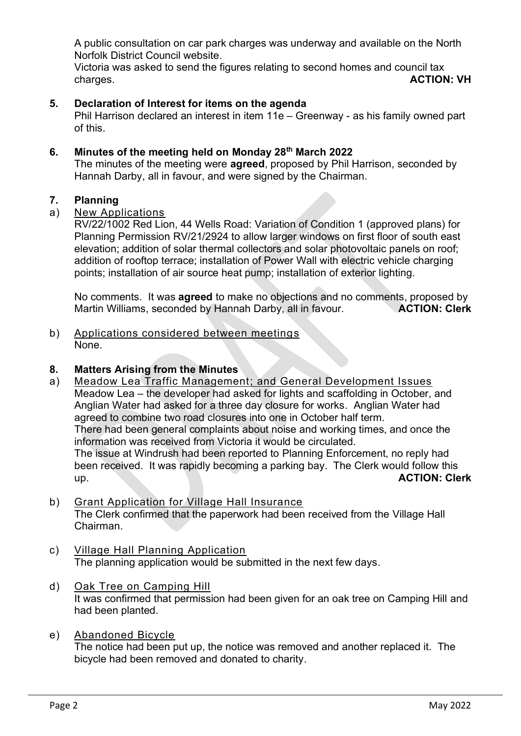A public consultation on car park charges was underway and available on the North Norfolk District Council website.
Victoria was asked to send the figures relating to second homes and council tax charges. **ACTION: VH**

## 5. Declaration of Interest for items on the agenda

Phil Harrison declared an interest in item 11e – Greenway - as his family owned part of this.

## 6. Minutes of the meeting held on Monday 28th March 2022

The minutes of the meeting were **agreed**, proposed by Phil Harrison, seconded by Hannah Darby, all in favour, and were signed by the Chairman.

## 7. Planning

a) New Applications

RV/22/1002 Red Lion, 44 Wells Road: Variation of Condition 1 (approved plans) for Planning Permission RV/21/2924 to allow larger windows on first floor of south east elevation; addition of solar thermal collectors and solar photovoltaic panels on roof; addition of rooftop terrace; installation of Power Wall with electric vehicle charging points; installation of air source heat pump; installation of exterior lighting.

No comments. It was **agreed** to make no objections and no comments, proposed by Martin Williams, seconded by Hannah Darby, all in favour. **ACTION: Clerk**

b) Applications considered between meetings

None.

## 8. Matters Arising from the Minutes

a) Meadow Lea Traffic Management; and General Development Issues

Meadow Lea – the developer had asked for lights and scaffolding in October, and Anglian Water had asked for a three day closure for works. Anglian Water had agreed to combine two road closures into one in October half term.
There had been general complaints about noise and working times, and once the information was received from Victoria it would be circulated.
The issue at Windrush had been reported to Planning Enforcement, no reply had been received. It was rapidly becoming a parking bay. The Clerk would follow this up. **ACTION: Clerk**

b) Grant Application for Village Hall Insurance

The Clerk confirmed that the paperwork had been received from the Village Hall Chairman.

c) Village Hall Planning Application

The planning application would be submitted in the next few days.

d) Oak Tree on Camping Hill

It was confirmed that permission had been given for an oak tree on Camping Hill and had been planted.

e) Abandoned Bicycle

The notice had been put up, the notice was removed and another replaced it. The bicycle had been removed and donated to charity.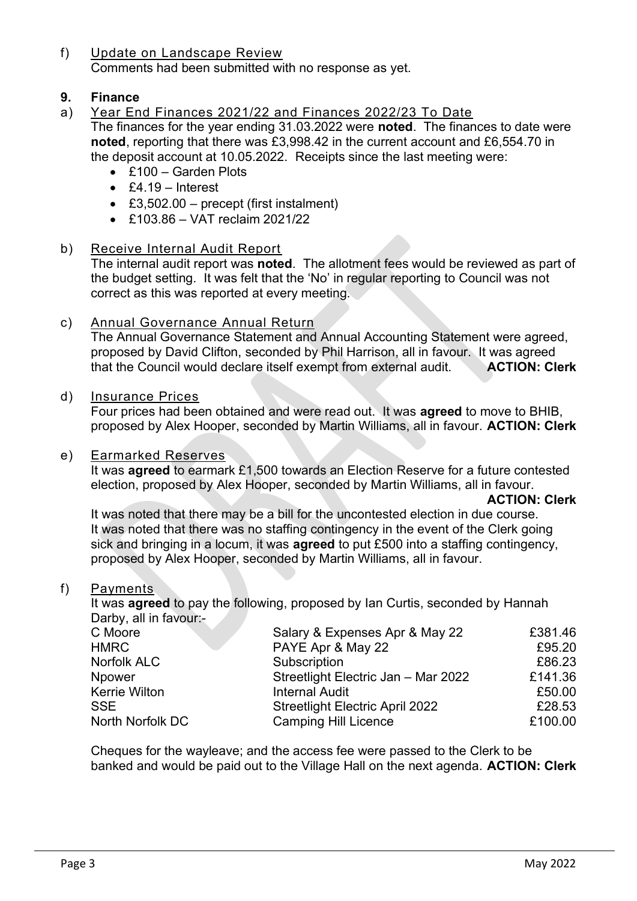f) Update on Landscape Review

Comments had been submitted with no response as yet.

## 9. Finance

a) Year End Finances 2021/22 and Finances 2022/23 To Date

The finances for the year ending 31.03.2022 were **noted**. The finances to date were **noted**, reporting that there was £3,998.42 in the current account and £6,554.70 in the deposit account at 10.05.2022. Receipts since the last meeting were:

- £100 – Garden Plots
- £4.19 – Interest
- £3,502.00 – precept (first instalment)
- £103.86 – VAT reclaim 2021/22

b) Receive Internal Audit Report

The internal audit report was **noted**. The allotment fees would be reviewed as part of the budget setting. It was felt that the 'No' in regular reporting to Council was not correct as this was reported at every meeting.

c) Annual Governance Annual Return

The Annual Governance Statement and Annual Accounting Statement were agreed, proposed by David Clifton, seconded by Phil Harrison, all in favour. It was agreed that the Council would declare itself exempt from external audit. **ACTION: Clerk**

d) Insurance Prices

Four prices had been obtained and were read out. It was **agreed** to move to BHIB, proposed by Alex Hooper, seconded by Martin Williams, all in favour. **ACTION: Clerk**

e) Earmarked Reserves

It was **agreed** to earmark £1,500 towards an Election Reserve for a future contested election, proposed by Alex Hooper, seconded by Martin Williams, all in favour.

**ACTION: Clerk**

It was noted that there may be a bill for the uncontested election in due course. It was noted that there was no staffing contingency in the event of the Clerk going sick and bringing in a locum, it was **agreed** to put £500 into a staffing contingency, proposed by Alex Hooper, seconded by Martin Williams, all in favour.

f) Payments

It was **agreed** to pay the following, proposed by Ian Curtis, seconded by Hannah Darby, all in favour:-

| | | |
|---|---|---|
| C Moore | Salary & Expenses Apr & May 22 | £381.46 |
| HMRC | PAYE Apr & May 22 | £95.20 |
| Norfolk ALC | Subscription | £86.23 |
| Npower | Streetlight Electric Jan – Mar 2022 | £141.36 |
| Kerrie Wilton | Internal Audit | £50.00 |
| SSE | Streetlight Electric April 2022 | £28.53 |
| North Norfolk DC | Camping Hill Licence | £100.00 |

Cheques for the wayleave; and the access fee were passed to the Clerk to be banked and would be paid out to the Village Hall on the next agenda. **ACTION: Clerk**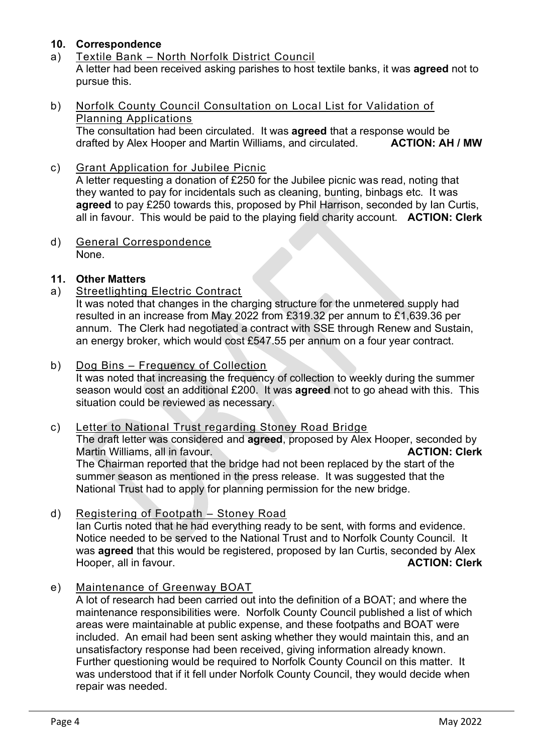## 10. Correspondence

a) Textile Bank – North Norfolk District Council

A letter had been received asking parishes to host textile banks, it was **agreed** not to pursue this.

b) Norfolk County Council Consultation on Local List for Validation of Planning Applications

The consultation had been circulated. It was **agreed** that a response would be drafted by Alex Hooper and Martin Williams, and circulated. **ACTION: AH / MW**

c) Grant Application for Jubilee Picnic

A letter requesting a donation of £250 for the Jubilee picnic was read, noting that they wanted to pay for incidentals such as cleaning, bunting, binbags etc. It was **agreed** to pay £250 towards this, proposed by Phil Harrison, seconded by Ian Curtis, all in favour. This would be paid to the playing field charity account. **ACTION: Clerk**

d) General Correspondence

None.

## 11. Other Matters

a) Streetlighting Electric Contract

It was noted that changes in the charging structure for the unmetered supply had resulted in an increase from May 2022 from £319.32 per annum to £1,639.36 per annum. The Clerk had negotiated a contract with SSE through Renew and Sustain, an energy broker, which would cost £547.55 per annum on a four year contract.

b) Dog Bins – Frequency of Collection

It was noted that increasing the frequency of collection to weekly during the summer season would cost an additional £200. It was **agreed** not to go ahead with this. This situation could be reviewed as necessary.

c) Letter to National Trust regarding Stoney Road Bridge

The draft letter was considered and **agreed**, proposed by Alex Hooper, seconded by Martin Williams, all in favour. **ACTION: Clerk**

The Chairman reported that the bridge had not been replaced by the start of the summer season as mentioned in the press release. It was suggested that the National Trust had to apply for planning permission for the new bridge.

d) Registering of Footpath – Stoney Road

Ian Curtis noted that he had everything ready to be sent, with forms and evidence. Notice needed to be served to the National Trust and to Norfolk County Council. It was **agreed** that this would be registered, proposed by Ian Curtis, seconded by Alex Hooper, all in favour. **ACTION: Clerk**

e) Maintenance of Greenway BOAT

A lot of research had been carried out into the definition of a BOAT; and where the maintenance responsibilities were. Norfolk County Council published a list of which areas were maintainable at public expense, and these footpaths and BOAT were included. An email had been sent asking whether they would maintain this, and an unsatisfactory response had been received, giving information already known. Further questioning would be required to Norfolk County Council on this matter. It was understood that if it fell under Norfolk County Council, they would decide when repair was needed.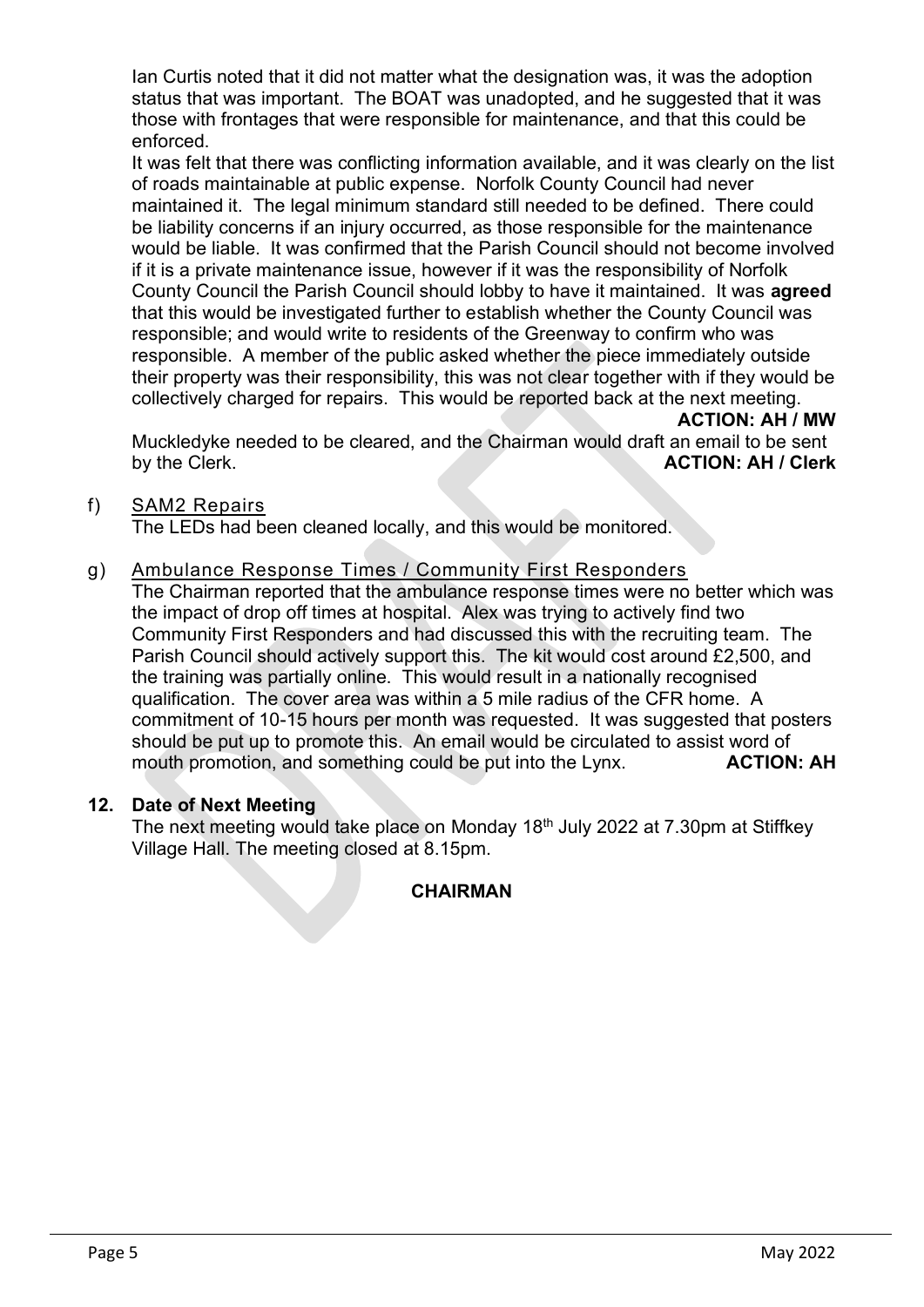Ian Curtis noted that it did not matter what the designation was, it was the adoption status that was important. The BOAT was unadopted, and he suggested that it was those with frontages that were responsible for maintenance, and that this could be enforced.

It was felt that there was conflicting information available, and it was clearly on the list of roads maintainable at public expense. Norfolk County Council had never maintained it. The legal minimum standard still needed to be defined. There could be liability concerns if an injury occurred, as those responsible for the maintenance would be liable. It was confirmed that the Parish Council should not become involved if it is a private maintenance issue, however if it was the responsibility of Norfolk County Council the Parish Council should lobby to have it maintained. It was **agreed** that this would be investigated further to establish whether the County Council was responsible; and would write to residents of the Greenway to confirm who was responsible. A member of the public asked whether the piece immediately outside their property was their responsibility, this was not clear together with if they would be collectively charged for repairs. This would be reported back at the next meeting.

**ACTION: AH / MW**

Muckledyke needed to be cleared, and the Chairman would draft an email to be sent by the Clerk. **ACTION: AH / Clerk**

f) SAM2 Repairs

The LEDs had been cleaned locally, and this would be monitored.

g) Ambulance Response Times / Community First Responders

The Chairman reported that the ambulance response times were no better which was the impact of drop off times at hospital. Alex was trying to actively find two Community First Responders and had discussed this with the recruiting team. The Parish Council should actively support this. The kit would cost around £2,500, and the training was partially online. This would result in a nationally recognised qualification. The cover area was within a 5 mile radius of the CFR home. A commitment of 10-15 hours per month was requested. It was suggested that posters should be put up to promote this. An email would be circulated to assist word of mouth promotion, and something could be put into the Lynx. **ACTION: AH**

## 12. Date of Next Meeting

The next meeting would take place on Monday 18th July 2022 at 7.30pm at Stiffkey Village Hall. The meeting closed at 8.15pm.

**CHAIRMAN**